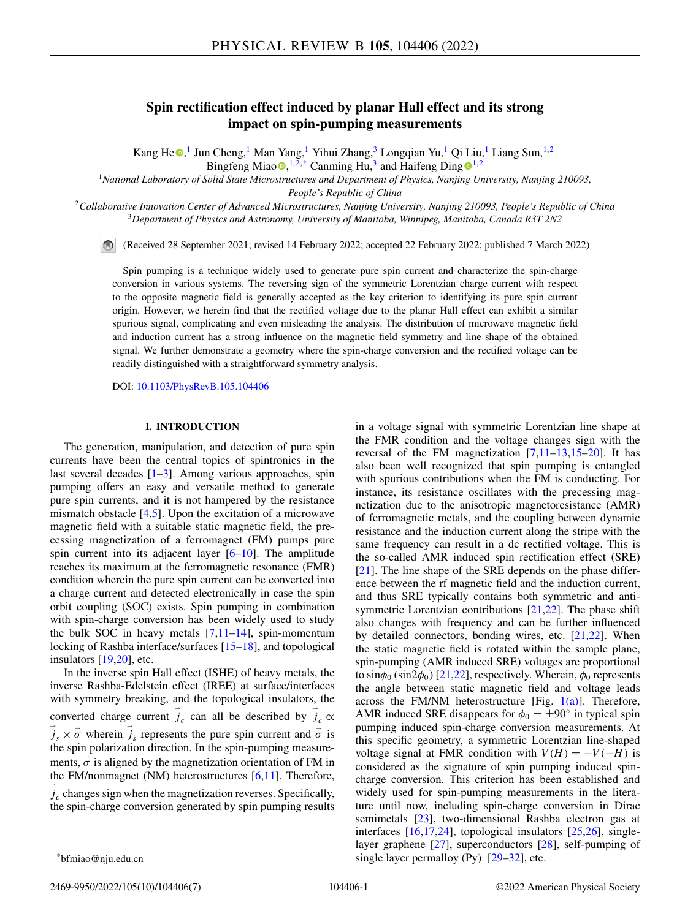# Spin rectification effect induced by planar Hall effect and its strong impact on spin-pumping measurements

Kang He,[1] Jun Cheng,[1] Man Yang,[1] Yihui Zhang,[3] Longqian Yu,[1] Qi Liu,[1] Liang Sun,[1,2] Bingfeng Miao,[1,2,*] Canming Hu,[3] and Haifeng Ding[1,2]

[1]*National Laboratory of Solid State Microstructures and Department of Physics, Nanjing University, Nanjing 210093, People's Republic of China*

[2]*Collaborative Innovation Center of Advanced Microstructures, Nanjing University, Nanjing 210093, People's Republic of China*

[3]*Department of Physics and Astronomy, University of Manitoba, Winnipeg, Manitoba, Canada R3T 2N2*

(Received 28 September 2021; revised 14 February 2022; accepted 22 February 2022; published 7 March 2022)

Spin pumping is a technique widely used to generate pure spin current and characterize the spin-charge conversion in various systems. The reversing sign of the symmetric Lorentzian charge current with respect to the opposite magnetic field is generally accepted as the key criterion to identifying its pure spin current origin. However, we herein find that the rectified voltage due to the planar Hall effect can exhibit a similar spurious signal, complicating and even misleading the analysis. The distribution of microwave magnetic field and induction current has a strong influence on the magnetic field symmetry and line shape of the obtained signal. We further demonstrate a geometry where the spin-charge conversion and the rectified voltage can be readily distinguished with a straightforward symmetry analysis.

DOI: 10.1103/PhysRevB.105.104406

## I. INTRODUCTION

The generation, manipulation, and detection of pure spin currents have been the central topics of spintronics in the last several decades [1–3]. Among various approaches, spin pumping offers an easy and versatile method to generate pure spin currents, and it is not hampered by the resistance mismatch obstacle [4,5]. Upon the excitation of a microwave magnetic field with a suitable static magnetic field, the precessing magnetization of a ferromagnet (FM) pumps pure spin current into its adjacent layer [6–10]. The amplitude reaches its maximum at the ferromagnetic resonance (FMR) condition wherein the pure spin current can be converted into a charge current and detected electronically in case the spin orbit coupling (SOC) exists. Spin pumping in combination with spin-charge conversion has been widely used to study the bulk SOC in heavy metals [7,11–14], spin-momentum locking of Rashba interface/surfaces [15–18], and topological insulators [19,20], etc.

In the inverse spin Hall effect (ISHE) of heavy metals, the inverse Rashba-Edelstein effect (IREE) at surface/interfaces with symmetry breaking, and the topological insulators, the converted charge current $\vec{j}_c$ can all be described by $\vec{j}_c \propto \vec{j}_s \times \vec{\sigma}$ wherein $\vec{j}_s$ represents the pure spin current and $\vec{\sigma}$ is the spin polarization direction. In the spin-pumping measurements, $\vec{\sigma}$ is aligned by the magnetization orientation of FM in the FM/nonmagnet (NM) heterostructures [6,11]. Therefore, $\vec{j}_c$ changes sign when the magnetization reverses. Specifically, the spin-charge conversion generated by spin pumping results in a voltage signal with symmetric Lorentzian line shape at the FMR condition and the voltage changes sign with the reversal of the FM magnetization [7,11–13,15–20]. It has also been well recognized that spin pumping is entangled with spurious contributions when the FM is conducting. For instance, its resistance oscillates with the precessing magnetization due to the anisotropic magnetoresistance (AMR) of ferromagnetic metals, and the coupling between dynamic resistance and the induction current along the stripe with the same frequency can result in a dc rectified voltage. This is the so-called AMR induced spin rectification effect (SRE) [21]. The line shape of the SRE depends on the phase difference between the rf magnetic field and the induction current, and thus SRE typically contains both symmetric and antisymmetric Lorentzian contributions [21,22]. The phase shift also changes with frequency and can be further influenced by detailed connectors, bonding wires, etc. [21,22]. When the static magnetic field is rotated within the sample plane, spin-pumping (AMR induced SRE) voltages are proportional to $\sin\phi_0$ ($\sin 2\phi_0$) [21,22], respectively. Wherein, $\phi_0$ represents the angle between static magnetic field and voltage leads across the FM/NM heterostructure [Fig. 1(a)]. Therefore, AMR induced SRE disappears for $\phi_0 = \pm 90^\circ$ in typical spin pumping induced spin-charge conversion measurements. At this specific geometry, a symmetric Lorentzian line-shaped voltage signal at FMR condition with $V(H) = -V(-H)$ is considered as the signature of spin pumping induced spin-charge conversion. This criterion has been established and widely used for spin-pumping measurements in the literature until now, including spin-charge conversion in Dirac semimetals [23], two-dimensional Rashba electron gas at interfaces [16,17,24], topological insulators [25,26], single-layer graphene [27], superconductors [28], self-pumping of single layer permalloy (Py) [29–32], etc.

*bfmiao@nju.edu.cn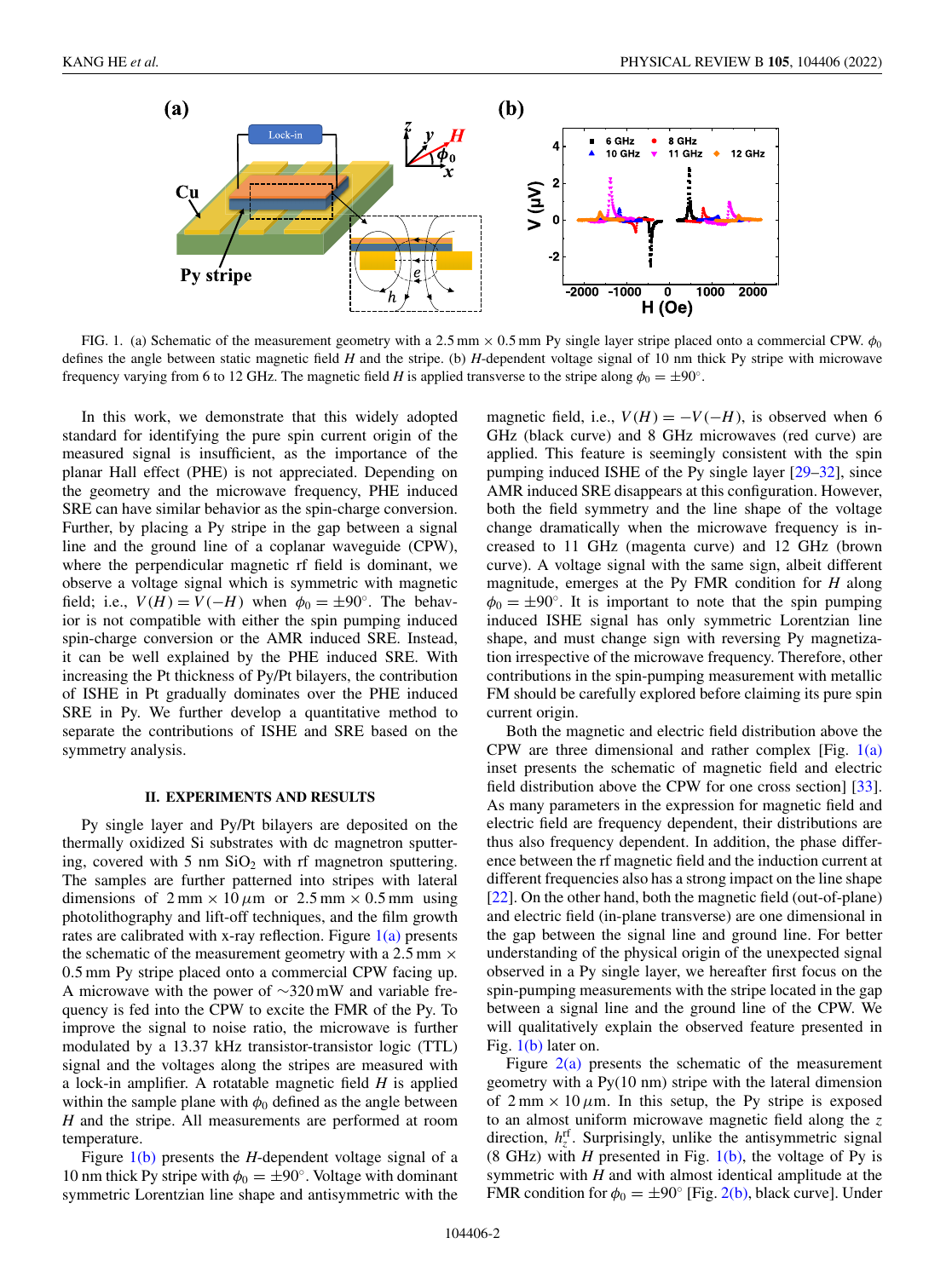FIG. 1. (a) Schematic of the measurement geometry with a 2.5 mm × 0.5 mm Py single layer stripe placed onto a commercial CPW. $\phi_0$ defines the angle between static magnetic field $H$ and the stripe. (b) $H$-dependent voltage signal of 10 nm thick Py stripe with microwave frequency varying from 6 to 12 GHz. The magnetic field $H$ is applied transverse to the stripe along $\phi_0 = \pm 90^\circ$.

In this work, we demonstrate that this widely adopted standard for identifying the pure spin current origin of the measured signal is insufficient, as the importance of the planar Hall effect (PHE) is not appreciated. Depending on the geometry and the microwave frequency, PHE induced SRE can have similar behavior as the spin-charge conversion. Further, by placing a Py stripe in the gap between a signal line and the ground line of a coplanar waveguide (CPW), where the perpendicular magnetic rf field is dominant, we observe a voltage signal which is symmetric with magnetic field; i.e., $V(H) = V(-H)$ when $\phi_0 = \pm 90^\circ$. The behavior is not compatible with either the spin pumping induced spin-charge conversion or the AMR induced SRE. Instead, it can be well explained by the PHE induced SRE. With increasing the Pt thickness of Py/Pt bilayers, the contribution of ISHE in Pt gradually dominates over the PHE induced SRE in Py. We further develop a quantitative method to separate the contributions of ISHE and SRE based on the symmetry analysis.

## II. EXPERIMENTS AND RESULTS

Py single layer and Py/Pt bilayers are deposited on the thermally oxidized Si substrates with dc magnetron sputtering, covered with 5 nm $SiO_2$ with rf magnetron sputtering. The samples are further patterned into stripes with lateral dimensions of 2 mm × 10 $\mu$m or 2.5 mm × 0.5 mm using photolithography and lift-off techniques, and the film growth rates are calibrated with x-ray reflection. Figure 1(a) presents the schematic of the measurement geometry with a 2.5 mm × 0.5 mm Py stripe placed onto a commercial CPW facing up. A microwave with the power of ~320 mW and variable frequency is fed into the CPW to excite the FMR of the Py. To improve the signal to noise ratio, the microwave is further modulated by a 13.37 kHz transistor-transistor logic (TTL) signal and the voltages along the stripes are measured with a lock-in amplifier. A rotatable magnetic field $H$ is applied within the sample plane with $\phi_0$ defined as the angle between $H$ and the stripe. All measurements are performed at room temperature.

Figure 1(b) presents the $H$-dependent voltage signal of a 10 nm thick Py stripe with $\phi_0 = \pm 90^\circ$. Voltage with dominant symmetric Lorentzian line shape and antisymmetric with the magnetic field, i.e., $V(H) = -V(-H)$, is observed when 6 GHz (black curve) and 8 GHz microwaves (red curve) are applied. This feature is seemingly consistent with the spin pumping induced ISHE of the Py single layer [29–32], since AMR induced SRE disappears at this configuration. However, both the field symmetry and the line shape of the voltage change dramatically when the microwave frequency is increased to 11 GHz (magenta curve) and 12 GHz (brown curve). A voltage signal with the same sign, albeit different magnitude, emerges at the Py FMR condition for $H$ along $\phi_0 = \pm 90^\circ$. It is important to note that the spin pumping induced ISHE signal has only symmetric Lorentzian line shape, and must change sign with reversing Py magnetization irrespective of the microwave frequency. Therefore, other contributions in the spin-pumping measurement with metallic FM should be carefully explored before claiming its pure spin current origin.

Both the magnetic and electric field distribution above the CPW are three dimensional and rather complex [Fig. 1(a) inset presents the schematic of magnetic field and electric field distribution above the CPW for one cross section] [33]. As many parameters in the expression for magnetic field and electric field are frequency dependent, their distributions are thus also frequency dependent. In addition, the phase difference between the rf magnetic field and the induction current at different frequencies also has a strong impact on the line shape [22]. On the other hand, both the magnetic field (out-of-plane) and electric field (in-plane transverse) are one dimensional in the gap between the signal line and ground line. For better understanding of the physical origin of the unexpected signal observed in a Py single layer, we hereafter first focus on the spin-pumping measurements with the stripe located in the gap between a signal line and the ground line of the CPW. We will qualitatively explain the observed feature presented in Fig. 1(b) later on.

Figure 2(a) presents the schematic of the measurement geometry with a Py(10 nm) stripe with the lateral dimension of 2 mm × 10 $\mu$m. In this setup, the Py stripe is exposed to an almost uniform microwave magnetic field along the $z$ direction, $h_z^{\mathrm{rf}}$. Surprisingly, unlike the antisymmetric signal (8 GHz) with $H$ presented in Fig. 1(b), the voltage of Py is symmetric with $H$ and with almost identical amplitude at the FMR condition for $\phi_0 = \pm 90^\circ$ [Fig. 2(b), black curve]. Under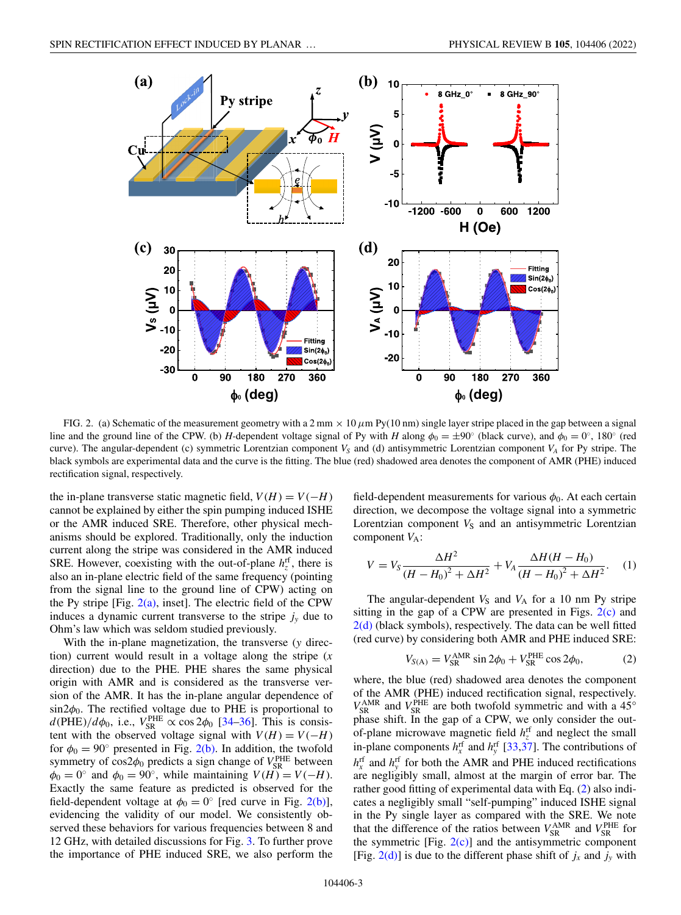FIG. 2. (a) Schematic of the measurement geometry with a 2 mm × 10 $\mu$m Py(10 nm) single layer stripe placed in the gap between a signal line and the ground line of the CPW. (b) $H$-dependent voltage signal of Py with $H$ along $\phi_0 = \pm 90^\circ$ (black curve), and $\phi_0 = 0^\circ$, $180^\circ$ (red curve). The angular-dependent (c) symmetric Lorentzian component $V_S$ and (d) antisymmetric Lorentzian component $V_A$ for Py stripe. The black symbols are experimental data and the curve is the fitting. The blue (red) shadowed area denotes the component of AMR (PHE) induced rectification signal, respectively.

the in-plane transverse static magnetic field, $V(H) = V(-H)$ cannot be explained by either the spin pumping induced ISHE or the AMR induced SRE. Therefore, other physical mechanisms should be explored. Traditionally, only the induction current along the stripe was considered in the AMR induced SRE. However, coexisting with the out-of-plane $h_z^{\rm rf}$, there is also an in-plane electric field of the same frequency (pointing from the signal line to the ground line of CPW) acting on the Py stripe [Fig. 2(a), inset]. The electric field of the CPW induces a dynamic current transverse to the stripe $j_y$ due to Ohm's law which was seldom studied previously.

With the in-plane magnetization, the transverse ($y$ direction) current would result in a voltage along the stripe ($x$ direction) due to the PHE. PHE shares the same physical origin with AMR and is considered as the transverse version of the AMR. It has the in-plane angular dependence of $\sin 2\phi_0$. The rectified voltage due to PHE is proportional to $d(\text{PHE})/d\phi_0$, i.e., $V_{\rm SR}^{\rm PHE} \propto \cos 2\phi_0$ [34–36]. This is consistent with the observed voltage signal with $V(H) = V(-H)$ for $\phi_0 = 90^\circ$ presented in Fig. 2(b). In addition, the twofold symmetry of $\cos 2\phi_0$ predicts a sign change of $V_{\rm SR}^{\rm PHE}$ between $\phi_0 = 0^\circ$ and $\phi_0 = 90^\circ$, while maintaining $V(H) = V(-H)$. Exactly the same feature as predicted is observed for the field-dependent voltage at $\phi_0 = 0^\circ$ [red curve in Fig. 2(b)], evidencing the validity of our model. We consistently observed these behaviors for various frequencies between 8 and 12 GHz, with detailed discussions for Fig. 3. To further prove the importance of PHE induced SRE, we also perform the field-dependent measurements for various $\phi_0$. At each certain direction, we decompose the voltage signal into a symmetric Lorentzian component $V_{\rm S}$ and an antisymmetric Lorentzian component $V_{\rm A}$:

$$V = V_S \frac{\Delta H^2}{(H - H_0)^2 + \Delta H^2} + V_A \frac{\Delta H (H - H_0)}{(H - H_0)^2 + \Delta H^2}. \quad (1)$$

The angular-dependent $V_{\rm S}$ and $V_{\rm A}$ for a 10 nm Py stripe sitting in the gap of a CPW are presented in Figs. 2(c) and 2(d) (black symbols), respectively. The data can be well fitted (red curve) by considering both AMR and PHE induced SRE:

$$V_{S(A)} = V_{\rm SR}^{\rm AMR} \sin 2\phi_0 + V_{\rm SR}^{\rm PHE} \cos 2\phi_0, \quad (2)$$

where, the blue (red) shadowed area denotes the component of the AMR (PHE) induced rectification signal, respectively. $V_{\rm SR}^{\rm AMR}$ and $V_{\rm SR}^{\rm PHE}$ are both twofold symmetric and with a 45° phase shift. In the gap of a CPW, we only consider the out-of-plane microwave magnetic field $h_z^{\rm rf}$ and neglect the small in-plane components $h_x^{\rm rf}$ and $h_y^{\rm rf}$ [33,37]. The contributions of $h_x^{\rm rf}$ and $h_y^{\rm rf}$ for both the AMR and PHE induced rectifications are negligibly small, almost at the margin of error bar. The rather good fitting of experimental data with Eq. (2) also indicates a negligibly small "self-pumping" induced ISHE signal in the Py single layer as compared with the SRE. We note that the difference of the ratios between $V_{\rm SR}^{\rm AMR}$ and $V_{\rm SR}^{\rm PHE}$ for the symmetric [Fig. 2(c)] and the antisymmetric component [Fig. 2(d)] is due to the different phase shift of $j_x$ and $j_y$ with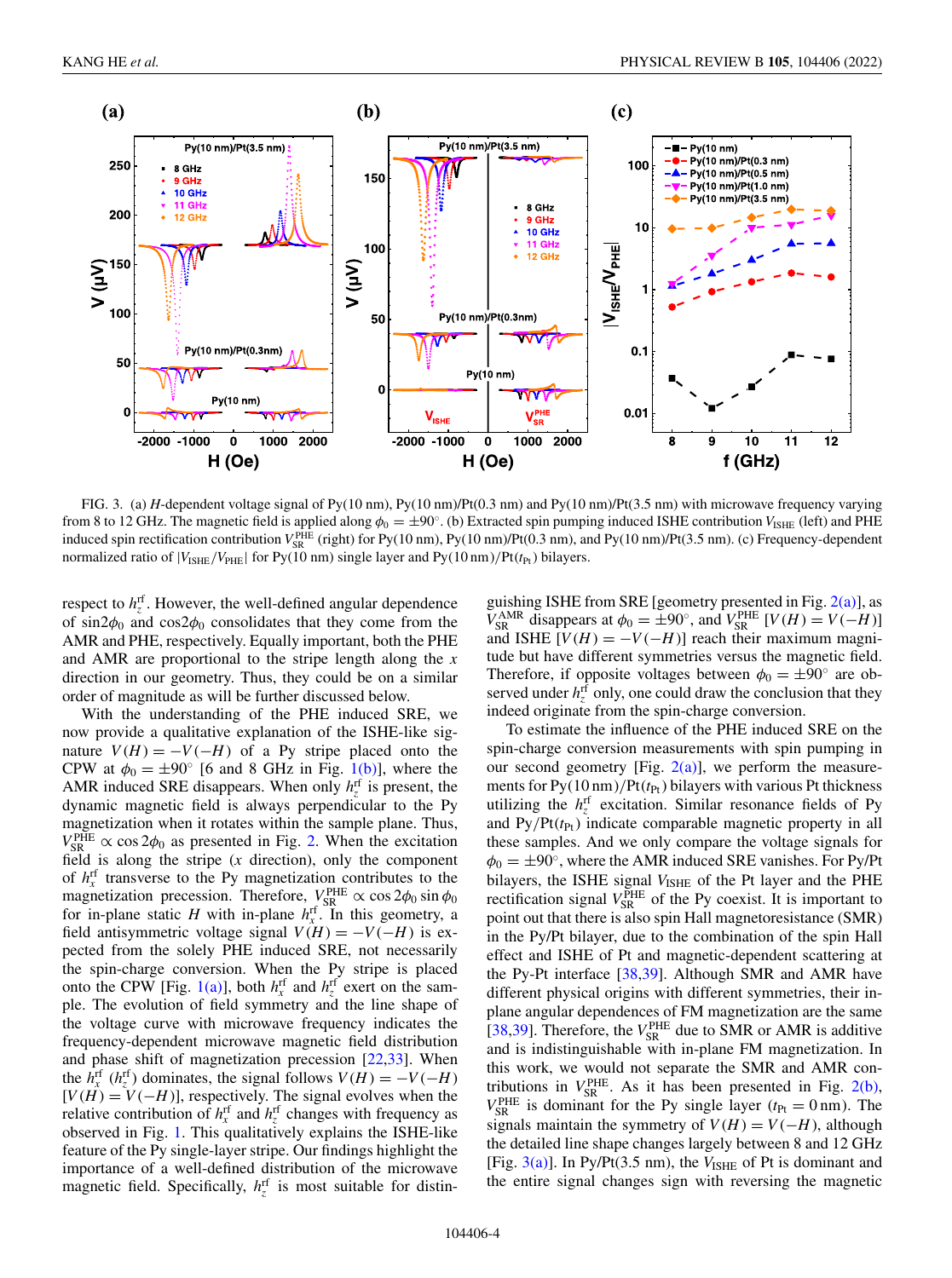FIG. 3. (a) $H$-dependent voltage signal of Py(10 nm), Py(10 nm)/Pt(0.3 nm) and Py(10 nm)/Pt(3.5 nm) with microwave frequency varying from 8 to 12 GHz. The magnetic field is applied along $\phi_0 = \pm 90^\circ$. (b) Extracted spin pumping induced ISHE contribution $V_{\rm ISHE}$ (left) and PHE induced spin rectification contribution $V_{\rm SR}^{\rm PHE}$ (right) for Py(10 nm), Py(10 nm)/Pt(0.3 nm), and Py(10 nm)/Pt(3.5 nm). (c) Frequency-dependent normalized ratio of $|V_{\rm ISHE}/V_{\rm PHE}|$ for Py(10 nm) single layer and Py(10 nm)/Pt($t_{\rm Pt}$) bilayers.

respect to $h_z^{\rm rf}$. However, the well-defined angular dependence of $\sin 2\phi_0$ and $\cos 2\phi_0$ consolidates that they come from the AMR and PHE, respectively. Equally important, both the PHE and AMR are proportional to the stripe length along the $x$ direction in our geometry. Thus, they could be on a similar order of magnitude as will be further discussed below.

With the understanding of the PHE induced SRE, we now provide a qualitative explanation of the ISHE-like signature $V(H) = -V(-H)$ of a Py stripe placed onto the CPW at $\phi_0 = \pm 90^\circ$ [6 and 8 GHz in Fig. 1(b)], where the AMR induced SRE disappears. When only $h_z^{\rm rf}$ is present, the dynamic magnetic field is always perpendicular to the Py magnetization when it rotates within the sample plane. Thus, $V_{\rm SR}^{\rm PHE} \propto \cos 2\phi_0$ as presented in Fig. 2. When the excitation field is along the stripe ($x$ direction), only the component of $h_x^{\rm rf}$ transverse to the Py magnetization contributes to the magnetization precession. Therefore, $V_{\rm SR}^{\rm PHE} \propto \cos 2\phi_0 \sin \phi_0$ for in-plane static $H$ with in-plane $h_x^{\rm rf}$. In this geometry, a field antisymmetric voltage signal $V(H) = -V(-H)$ is expected from the solely PHE induced SRE, not necessarily the spin-charge conversion. When the Py stripe is placed onto the CPW [Fig. 1(a)], both $h_x^{\rm rf}$ and $h_z^{\rm rf}$ exert on the sample. The evolution of field symmetry and the line shape of the voltage curve with microwave frequency indicates the frequency-dependent microwave magnetic field distribution and phase shift of magnetization precession [22,33]. When the $h_x^{\rm rf}$ ($h_z^{\rm rf}$) dominates, the signal follows $V(H) = -V(-H)$ [$V(H) = V(-H)$], respectively. The signal evolves when the relative contribution of $h_x^{\rm rf}$ and $h_z^{\rm rf}$ changes with frequency as observed in Fig. 1. This qualitatively explains the ISHE-like feature of the Py single-layer stripe. Our findings highlight the importance of a well-defined distribution of the microwave magnetic field. Specifically, $h_z^{\rm rf}$ is most suitable for distinguishing ISHE from SRE [geometry presented in Fig. 2(a)], as $V_{\rm SR}^{\rm AMR}$ disappears at $\phi_0 = \pm 90^\circ$, and $V_{\rm SR}^{\rm PHE}$ [$V(H) = V(-H)$] and ISHE [$V(H) = -V(-H)$] reach their maximum magnitude but have different symmetries versus the magnetic field. Therefore, if opposite voltages between $\phi_0 = \pm 90^\circ$ are observed under $h_z^{\rm rf}$ only, one could draw the conclusion that they indeed originate from the spin-charge conversion.

To estimate the influence of the PHE induced SRE on the spin-charge conversion measurements with spin pumping in our second geometry [Fig. 2(a)], we perform the measurements for Py(10 nm)/Pt($t_{\rm Pt}$) bilayers with various Pt thickness utilizing the $h_z^{\rm rf}$ excitation. Similar resonance fields of Py and Py/Pt($t_{\rm Pt}$) indicate comparable magnetic property in all these samples. And we only compare the voltage signals for $\phi_0 = \pm 90^\circ$, where the AMR induced SRE vanishes. For Py/Pt bilayers, the ISHE signal $V_{\rm ISHE}$ of the Pt layer and the PHE rectification signal $V_{\rm SR}^{\rm PHE}$ of the Py coexist. It is important to point out that there is also spin Hall magnetoresistance (SMR) in the Py/Pt bilayer, due to the combination of the spin Hall effect and ISHE of Pt and magnetic-dependent scattering at the Py-Pt interface [38,39]. Although SMR and AMR have different physical origins with different symmetries, their in-plane angular dependences of FM magnetization are the same [38,39]. Therefore, the $V_{\rm SR}^{\rm PHE}$ due to SMR or AMR is additive and is indistinguishable with in-plane FM magnetization. In this work, we would not separate the SMR and AMR contributions in $V_{\rm SR}^{\rm PHE}$. As it has been presented in Fig. 2(b), $V_{\rm SR}^{\rm PHE}$ is dominant for the Py single layer ($t_{\rm Pt} = 0$ nm). The signals maintain the symmetry of $V(H) = V(-H)$, although the detailed line shape changes largely between 8 and 12 GHz [Fig. 3(a)]. In Py/Pt(3.5 nm), the $V_{\rm ISHE}$ of Pt is dominant and the entire signal changes sign with reversing the magnetic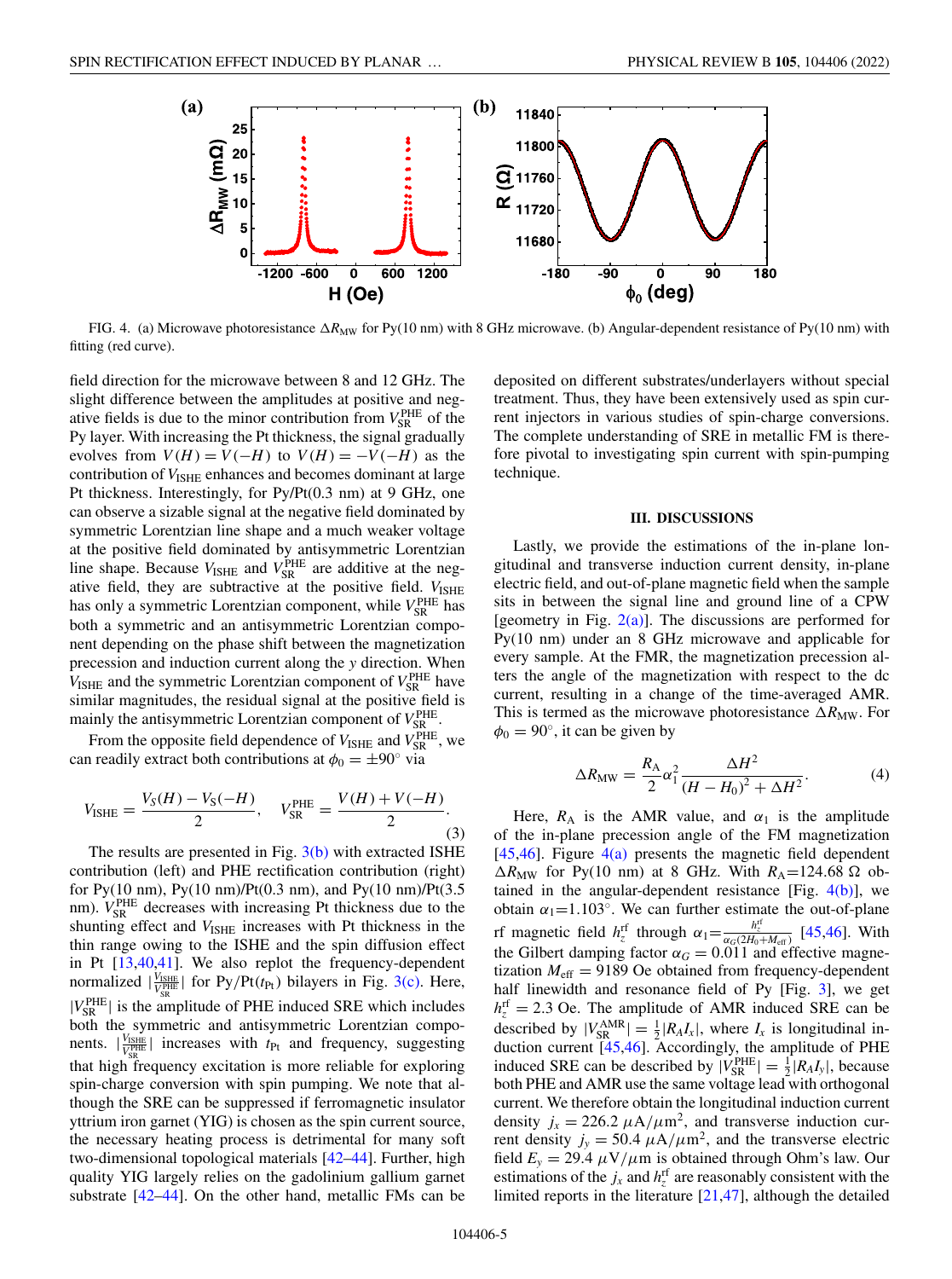FIG. 4. (a) Microwave photoresistance $\Delta R_{\mathrm{MW}}$ for Py(10 nm) with 8 GHz microwave. (b) Angular-dependent resistance of Py(10 nm) with fitting (red curve).

field direction for the microwave between 8 and 12 GHz. The slight difference between the amplitudes at positive and negative fields is due to the minor contribution from $V_{\mathrm{SR}}^{\mathrm{PHE}}$ of the Py layer. With increasing the Pt thickness, the signal gradually evolves from $V(H) = V(-H)$ to $V(H) = -V(-H)$ as the contribution of $V_{\mathrm{ISHE}}$ enhances and becomes dominant at large Pt thickness. Interestingly, for Py/Pt(0.3 nm) at 9 GHz, one can observe a sizable signal at the negative field dominated by symmetric Lorentzian line shape and a much weaker voltage at the positive field dominated by antisymmetric Lorentzian line shape. Because $V_{\mathrm{ISHE}}$ and $V_{\mathrm{SR}}^{\mathrm{PHE}}$ are additive at the negative field, they are subtractive at the positive field. $V_{\mathrm{ISHE}}$ has only a symmetric Lorentzian component, while $V_{\mathrm{SR}}^{\mathrm{PHE}}$ has both a symmetric and an antisymmetric Lorentzian component depending on the phase shift between the magnetization precession and induction current along the $y$ direction. When $V_{\mathrm{ISHE}}$ and the symmetric Lorentzian component of $V_{\mathrm{SR}}^{\mathrm{PHE}}$ have similar magnitudes, the residual signal at the positive field is mainly the antisymmetric Lorentzian component of $V_{\mathrm{SR}}^{\mathrm{PHE}}$.

From the opposite field dependence of $V_{\mathrm{ISHE}}$ and $V_{\mathrm{SR}}^{\mathrm{PHE}}$, we can readily extract both contributions at $\phi_0 = \pm 90^\circ$ via

$$V_{\mathrm{ISHE}} = \frac{V_S(H) - V_S(-H)}{2}, \quad V_{\mathrm{SR}}^{\mathrm{PHE}} = \frac{V(H) + V(-H)}{2}. \tag{3}$$

The results are presented in Fig. 3(b) with extracted ISHE contribution (left) and PHE rectification contribution (right) for Py(10 nm), Py(10 nm)/Pt(0.3 nm), and Py(10 nm)/Pt(3.5 nm). $V_{\mathrm{SR}}^{\mathrm{PHE}}$ decreases with increasing Pt thickness due to the shunting effect and $V_{\mathrm{ISHE}}$ increases with Pt thickness in the thin range owing to the ISHE and the spin diffusion effect in Pt [13,40,41]. We also replot the frequency-dependent normalized $|\frac{V_{\mathrm{ISHE}}}{V_{\mathrm{SR}}^{\mathrm{PHE}}}|$ for Py/Pt($t_{\mathrm{Pt}}$) bilayers in Fig. 3(c). Here, $|V_{\mathrm{SR}}^{\mathrm{PHE}}|$ is the amplitude of PHE induced SRE which includes both the symmetric and antisymmetric Lorentzian components. $|\frac{V_{\mathrm{ISHE}}}{V_{\mathrm{SR}}^{\mathrm{PHE}}}|$ increases with $t_{\mathrm{Pt}}$ and frequency, suggesting that high frequency excitation is more reliable for exploring spin-charge conversion with spin pumping. We note that although the SRE can be suppressed if ferromagnetic insulator yttrium iron garnet (YIG) is chosen as the spin current source, the necessary heating process is detrimental for many soft two-dimensional topological materials [42–44]. Further, high quality YIG largely relies on the gadolinium gallium garnet substrate [42–44]. On the other hand, metallic FMs can be deposited on different substrates/underlayers without special treatment. Thus, they have been extensively used as spin current injectors in various studies of spin-charge conversions. The complete understanding of SRE in metallic FM is therefore pivotal to investigating spin current with spin-pumping technique.

### III. DISCUSSIONS

Lastly, we provide the estimations of the in-plane longitudinal and transverse induction current density, in-plane electric field, and out-of-plane magnetic field when the sample sits in between the signal line and ground line of a CPW [geometry in Fig. 2(a)]. The discussions are performed for Py(10 nm) under an 8 GHz microwave and applicable for every sample. At the FMR, the magnetization precession alters the angle of the magnetization with respect to the dc current, resulting in a change of the time-averaged AMR. This is termed as the microwave photoresistance $\Delta R_{\mathrm{MW}}$. For $\phi_0 = 90^\circ$, it can be given by

$$\Delta R_{\mathrm{MW}} = \frac{R_{\mathrm{A}}}{2}\alpha_1^2 \frac{\Delta H^2}{(H - H_0)^2 + \Delta H^2}. \tag{4}$$

Here, $R_{\mathrm{A}}$ is the AMR value, and $\alpha_1$ is the amplitude of the in-plane precession angle of the FM magnetization [45,46]. Figure 4(a) presents the magnetic field dependent $\Delta R_{\mathrm{MW}}$ for Py(10 nm) at 8 GHz. With $R_{\mathrm{A}}$=124.68 Ω obtained in the angular-dependent resistance [Fig. 4(b)], we obtain $\alpha_1$=1.103°. We can further estimate the out-of-plane rf magnetic field $h_z^{\mathrm{rf}}$ through $\alpha_1 = \frac{h_z^{\mathrm{rf}}}{\alpha_G(2H_0 + M_{\mathrm{eff}})}$ [45,46]. With the Gilbert damping factor $\alpha_G = 0.011$ and effective magnetization $M_{\mathrm{eff}} = 9189$ Oe obtained from frequency-dependent half linewidth and resonance field of Py [Fig. 3], we get $h_z^{\mathrm{rf}} = 2.3$ Oe. The amplitude of AMR induced SRE can be described by $|V_{\mathrm{SR}}^{\mathrm{AMR}}| = \frac{1}{2}|R_A I_x|$, where $I_x$ is longitudinal induction current [45,46]. Accordingly, the amplitude of PHE induced SRE can be described by $|V_{\mathrm{SR}}^{\mathrm{PHE}}| = \frac{1}{2}|R_A I_y|$, because both PHE and AMR use the same voltage lead with orthogonal current. We therefore obtain the longitudinal induction current density $j_x = 226.2\ \mu\mathrm{A}/\mu\mathrm{m}^2$, and transverse induction current density $j_y = 50.4\ \mu\mathrm{A}/\mu\mathrm{m}^2$, and the transverse electric field $E_y = 29.4\ \mu\mathrm{V}/\mu\mathrm{m}$ is obtained through Ohm's law. Our estimations of the $j_x$ and $h_z^{\mathrm{rf}}$ are reasonably consistent with the limited reports in the literature [21,47], although the detailed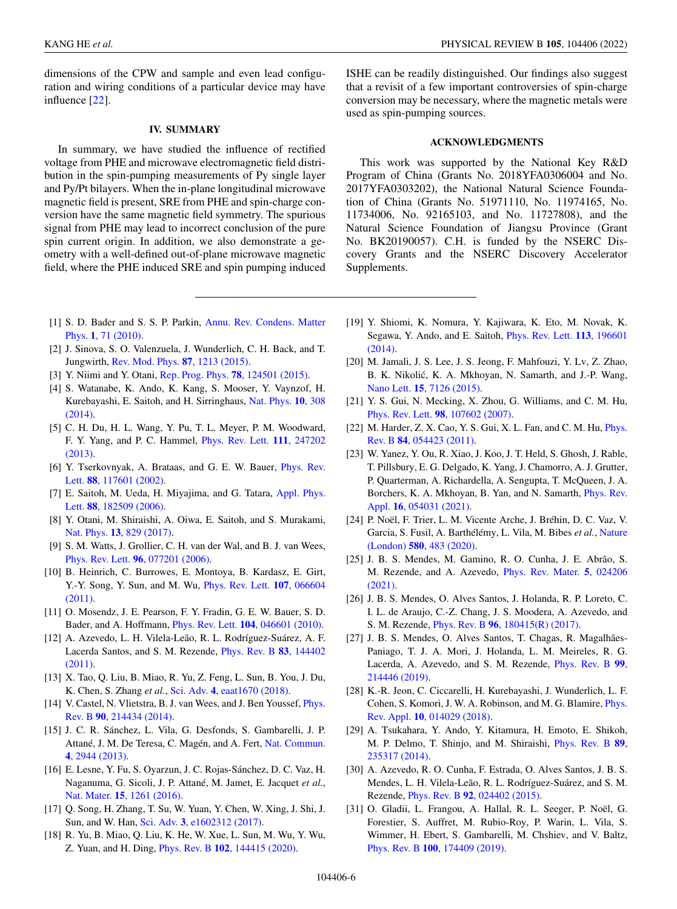dimensions of the CPW and sample and even lead configuration and wiring conditions of a particular device may have influence [22].

## IV. SUMMARY

In summary, we have studied the influence of rectified voltage from PHE and microwave electromagnetic field distribution in the spin-pumping measurements of Py single layer and Py/Pt bilayers. When the in-plane longitudinal microwave magnetic field is present, SRE from PHE and spin-charge conversion have the same magnetic field symmetry. The spurious signal from PHE may lead to incorrect conclusion of the pure spin current origin. In addition, we also demonstrate a geometry with a well-defined out-of-plane microwave magnetic field, where the PHE induced SRE and spin pumping induced ISHE can be readily distinguished. Our findings also suggest that a revisit of a few important controversies of spin-charge conversion may be necessary, where the magnetic metals were used as spin-pumping sources.

## ACKNOWLEDGMENTS

This work was supported by the National Key R&D Program of China (Grants No. 2018YFA0306004 and No. 2017YFA0303202), the National Natural Science Foundation of China (Grants No. 51971110, No. 11974165, No. 11734006, No. 92165103, and No. 11727808), and the Natural Science Foundation of Jiangsu Province (Grant No. BK20190057). C.H. is funded by the NSERC Discovery Grants and the NSERC Discovery Accelerator Supplements.

---

[1] S. D. Bader and S. S. P. Parkin, Annu. Rev. Condens. Matter Phys. **1**, 71 (2010).

[2] J. Sinova, S. O. Valenzuela, J. Wunderlich, C. H. Back, and T. Jungwirth, Rev. Mod. Phys. **87**, 1213 (2015).

[3] Y. Niimi and Y. Otani, Rep. Prog. Phys. **78**, 124501 (2015).

[4] S. Watanabe, K. Ando, K. Kang, S. Mooser, Y. Vaynzof, H. Kurebayashi, E. Saitoh, and H. Sirringhaus, Nat. Phys. **10**, 308 (2014).

[5] C. H. Du, H. L. Wang, Y. Pu, T. L. Meyer, P. M. Woodward, F. Y. Yang, and P. C. Hammel, Phys. Rev. Lett. **111**, 247202 (2013).

[6] Y. Tserkovnyak, A. Brataas, and G. E. W. Bauer, Phys. Rev. Lett. **88**, 117601 (2002).

[7] E. Saitoh, M. Ueda, H. Miyajima, and G. Tatara, Appl. Phys. Lett. **88**, 182509 (2006).

[8] Y. Otani, M. Shiraishi, A. Oiwa, E. Saitoh, and S. Murakami, Nat. Phys. **13**, 829 (2017).

[9] S. M. Watts, J. Grollier, C. H. van der Wal, and B. J. van Wees, Phys. Rev. Lett. **96**, 077201 (2006).

[10] B. Heinrich, C. Burrowes, E. Montoya, B. Kardasz, E. Girt, Y.-Y. Song, Y. Sun, and M. Wu, Phys. Rev. Lett. **107**, 066604 (2011).

[11] O. Mosendz, J. E. Pearson, F. Y. Fradin, G. E. W. Bauer, S. D. Bader, and A. Hoffmann, Phys. Rev. Lett. **104**, 046601 (2010).

[12] A. Azevedo, L. H. Vilela-Leão, R. L. Rodríguez-Suárez, A. F. Lacerda Santos, and S. M. Rezende, Phys. Rev. B **83**, 144402 (2011).

[13] X. Tao, Q. Liu, B. Miao, R. Yu, Z. Feng, L. Sun, B. You, J. Du, K. Chen, S. Zhang *et al.*, Sci. Adv. **4**, eaat1670 (2018).

[14] V. Castel, N. Vlietstra, B. J. van Wees, and J. Ben Youssef, Phys. Rev. B **90**, 214434 (2014).

[15] J. C. R. Sánchez, L. Vila, G. Desfonds, S. Gambarelli, J. P. Attané, J. M. De Teresa, C. Magén, and A. Fert, Nat. Commun. **4**, 2944 (2013).

[16] E. Lesne, Y. Fu, S. Oyarzun, J. C. Rojas-Sánchez, D. C. Vaz, H. Naganuma, G. Sicoli, J. P. Attané, M. Jamet, E. Jacquet *et al.*, Nat. Mater. **15**, 1261 (2016).

[17] Q. Song, H. Zhang, T. Su, W. Yuan, Y. Chen, W. Xing, J. Shi, J. Sun, and W. Han, Sci. Adv. **3**, e1602312 (2017).

[18] R. Yu, B. Miao, Q. Liu, K. He, W. Xue, L. Sun, M. Wu, Y. Wu, Z. Yuan, and H. Ding, Phys. Rev. B **102**, 144415 (2020).

[19] Y. Shiomi, K. Nomura, Y. Kajiwara, K. Eto, M. Novak, K. Segawa, Y. Ando, and E. Saitoh, Phys. Rev. Lett. **113**, 196601 (2014).

[20] M. Jamali, J. S. Lee, J. S. Jeong, F. Mahfouzi, Y. Lv, Z. Zhao, B. K. Nikolić, K. A. Mkhoyan, N. Samarth, and J.-P. Wang, Nano Lett. **15**, 7126 (2015).

[21] Y. S. Gui, N. Mecking, X. Zhou, G. Williams, and C. M. Hu, Phys. Rev. Lett. **98**, 107602 (2007).

[22] M. Harder, Z. X. Cao, Y. S. Gui, X. L. Fan, and C. M. Hu, Phys. Rev. B **84**, 054423 (2011).

[23] W. Yanez, Y. Ou, R. Xiao, J. Koo, J. T. Held, S. Ghosh, J. Rable, T. Pillsbury, E. G. Delgado, K. Yang, J. Chamorro, A. J. Grutter, P. Quarterman, A. Richardella, A. Sengupta, T. McQueen, J. A. Borchers, K. A. Mkhoyan, B. Yan, and N. Samarth, Phys. Rev. Appl. **16**, 054031 (2021).

[24] P. Noël, F. Trier, L. M. Vicente Arche, J. Bréhin, D. C. Vaz, V. Garcia, S. Fusil, A. Barthélémy, L. Vila, M. Bibes *et al.*, Nature (London) **580**, 483 (2020).

[25] J. B. S. Mendes, M. Gamino, R. O. Cunha, J. E. Abrão, S. M. Rezende, and A. Azevedo, Phys. Rev. Mater. **5**, 024206 (2021).

[26] J. B. S. Mendes, O. Alves Santos, J. Holanda, R. P. Loreto, C. I. L. de Araujo, C.-Z. Chang, J. S. Moodera, A. Azevedo, and S. M. Rezende, Phys. Rev. B **96**, 180415(R) (2017).

[27] J. B. S. Mendes, O. Alves Santos, T. Chagas, R. Magalhães-Paniago, T. J. A. Mori, J. Holanda, L. M. Meireles, R. G. Lacerda, A. Azevedo, and S. M. Rezende, Phys. Rev. B **99**, 214446 (2019).

[28] K.-R. Jeon, C. Ciccarelli, H. Kurebayashi, J. Wunderlich, L. F. Cohen, S. Komori, J. W. A. Robinson, and M. G. Blamire, Phys. Rev. Appl. **10**, 014029 (2018).

[29] A. Tsukahara, Y. Ando, Y. Kitamura, H. Emoto, E. Shikoh, M. P. Delmo, T. Shinjo, and M. Shiraishi, Phys. Rev. B **89**, 235317 (2014).

[30] A. Azevedo, R. O. Cunha, F. Estrada, O. Alves Santos, J. B. S. Mendes, L. H. Vilela-Leão, R. L. Rodríguez-Suárez, and S. M. Rezende, Phys. Rev. B **92**, 024402 (2015).

[31] O. Gladii, L. Frangou, A. Hallal, R. L. Seeger, P. Noël, G. Forestier, S. Auffret, M. Rubio-Roy, P. Warin, L. Vila, S. Wimmer, H. Ebert, S. Gambarelli, M. Chshiev, and V. Baltz, Phys. Rev. B **100**, 174409 (2019).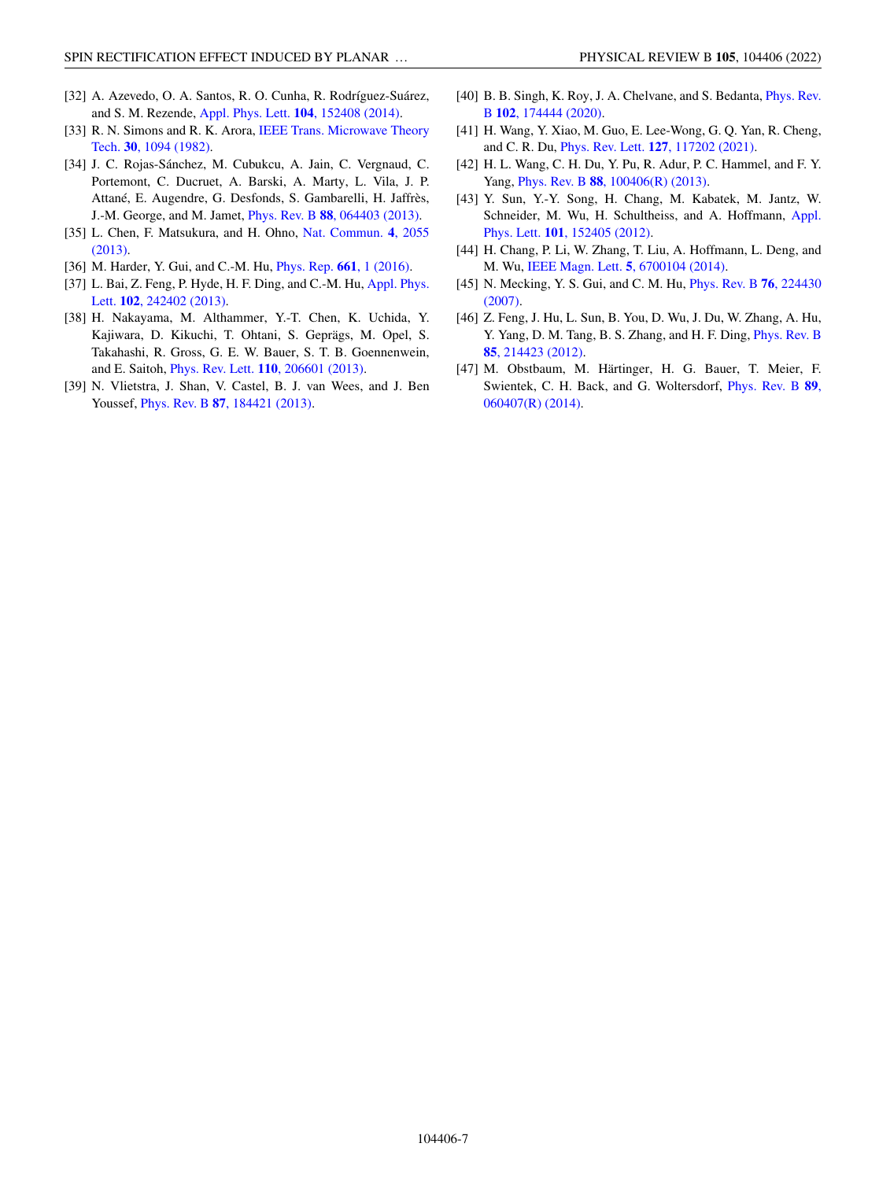[32] A. Azevedo, O. A. Santos, R. O. Cunha, R. Rodríguez-Suárez, and S. M. Rezende, Appl. Phys. Lett. **104**, 152408 (2014).

[33] R. N. Simons and R. K. Arora, IEEE Trans. Microwave Theory Tech. **30**, 1094 (1982).

[34] J. C. Rojas-Sánchez, M. Cubukcu, A. Jain, C. Vergnaud, C. Portemont, C. Ducruet, A. Barski, A. Marty, L. Vila, J. P. Attané, E. Augendre, G. Desfonds, S. Gambarelli, H. Jaffrès, J.-M. George, and M. Jamet, Phys. Rev. B **88**, 064403 (2013).

[35] L. Chen, F. Matsukura, and H. Ohno, Nat. Commun. **4**, 2055 (2013).

[36] M. Harder, Y. Gui, and C.-M. Hu, Phys. Rep. **661**, 1 (2016).

[37] L. Bai, Z. Feng, P. Hyde, H. F. Ding, and C.-M. Hu, Appl. Phys. Lett. **102**, 242402 (2013).

[38] H. Nakayama, M. Althammer, Y.-T. Chen, K. Uchida, Y. Kajiwara, D. Kikuchi, T. Ohtani, S. Geprägs, M. Opel, S. Takahashi, R. Gross, G. E. W. Bauer, S. T. B. Goennenwein, and E. Saitoh, Phys. Rev. Lett. **110**, 206601 (2013).

[39] N. Vlietstra, J. Shan, V. Castel, B. J. van Wees, and J. Ben Youssef, Phys. Rev. B **87**, 184421 (2013).

[40] B. B. Singh, K. Roy, J. A. Chelvane, and S. Bedanta, Phys. Rev. B **102**, 174444 (2020).

[41] H. Wang, Y. Xiao, M. Guo, E. Lee-Wong, G. Q. Yan, R. Cheng, and C. R. Du, Phys. Rev. Lett. **127**, 117202 (2021).

[42] H. L. Wang, C. H. Du, Y. Pu, R. Adur, P. C. Hammel, and F. Y. Yang, Phys. Rev. B **88**, 100406(R) (2013).

[43] Y. Sun, Y.-Y. Song, H. Chang, M. Kabatek, M. Jantz, W. Schneider, M. Wu, H. Schultheiss, and A. Hoffmann, Appl. Phys. Lett. **101**, 152405 (2012).

[44] H. Chang, P. Li, W. Zhang, T. Liu, A. Hoffmann, L. Deng, and M. Wu, IEEE Magn. Lett. **5**, 6700104 (2014).

[45] N. Mecking, Y. S. Gui, and C. M. Hu, Phys. Rev. B **76**, 224430 (2007).

[46] Z. Feng, J. Hu, L. Sun, B. You, D. Wu, J. Du, W. Zhang, A. Hu, Y. Yang, D. M. Tang, B. S. Zhang, and H. F. Ding, Phys. Rev. B **85**, 214423 (2012).

[47] M. Obstbaum, M. Härtinger, H. G. Bauer, T. Meier, F. Swientek, C. H. Back, and G. Woltersdorf, Phys. Rev. B **89**, 060407(R) (2014).